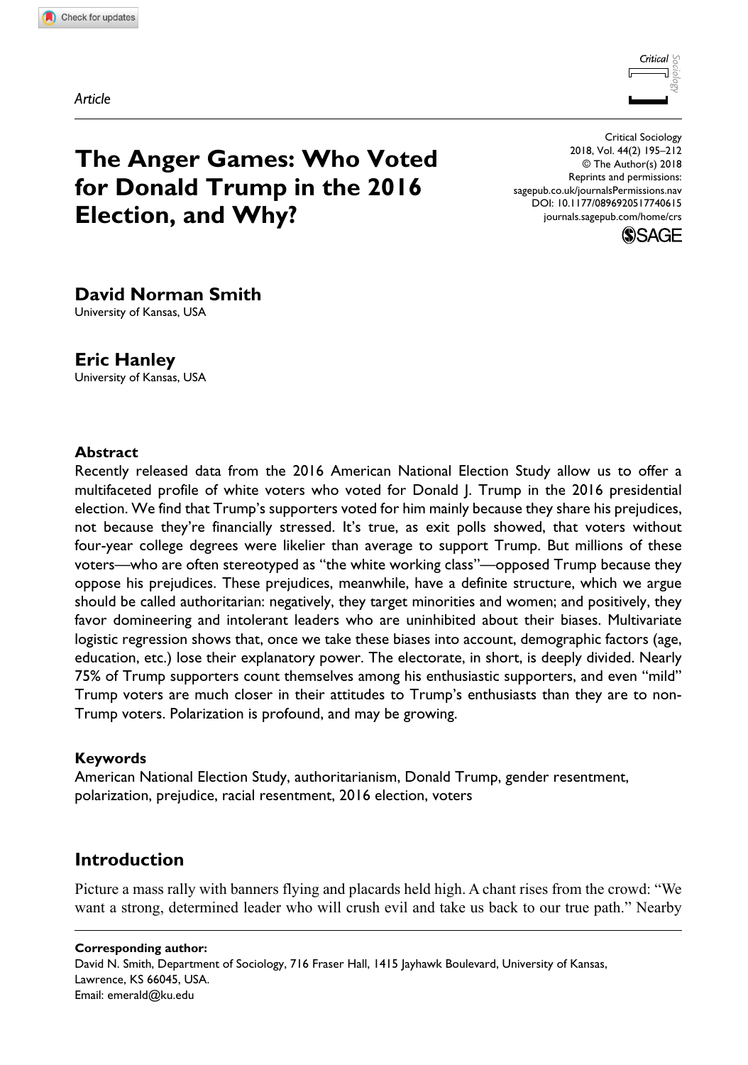Article

# The Anger Games: Who Voted for Donald Trump in the 2016 Election, and Why?

Critical Sociology
2018, Vol. 44(2) 195–212
© The Author(s) 2018
Reprints and permissions:
sagepub.co.uk/journalsPermissions.nav
DOI: 10.1177/0896920517740615
journals.sagepub.com/home/crs

**David Norman Smith**
University of Kansas, USA

**Eric Hanley**
University of Kansas, USA

### Abstract

Recently released data from the 2016 American National Election Study allow us to offer a multifaceted profile of white voters who voted for Donald J. Trump in the 2016 presidential election. We find that Trump's supporters voted for him mainly because they share his prejudices, not because they're financially stressed. It's true, as exit polls showed, that voters without four-year college degrees were likelier than average to support Trump. But millions of these voters—who are often stereotyped as "the white working class"—opposed Trump because they oppose his prejudices. These prejudices, meanwhile, have a definite structure, which we argue should be called authoritarian: negatively, they target minorities and women; and positively, they favor domineering and intolerant leaders who are uninhibited about their biases. Multivariate logistic regression shows that, once we take these biases into account, demographic factors (age, education, etc.) lose their explanatory power. The electorate, in short, is deeply divided. Nearly 75% of Trump supporters count themselves among his enthusiastic supporters, and even "mild" Trump voters are much closer in their attitudes to Trump's enthusiasts than they are to non-Trump voters. Polarization is profound, and may be growing.

### Keywords

American National Election Study, authoritarianism, Donald Trump, gender resentment, polarization, prejudice, racial resentment, 2016 election, voters

## Introduction

Picture a mass rally with banners flying and placards held high. A chant rises from the crowd: "We want a strong, determined leader who will crush evil and take us back to our true path." Nearby

**Corresponding author:**
David N. Smith, Department of Sociology, 716 Fraser Hall, 1415 Jayhawk Boulevard, University of Kansas, Lawrence, KS 66045, USA.
Email: emerald@ku.edu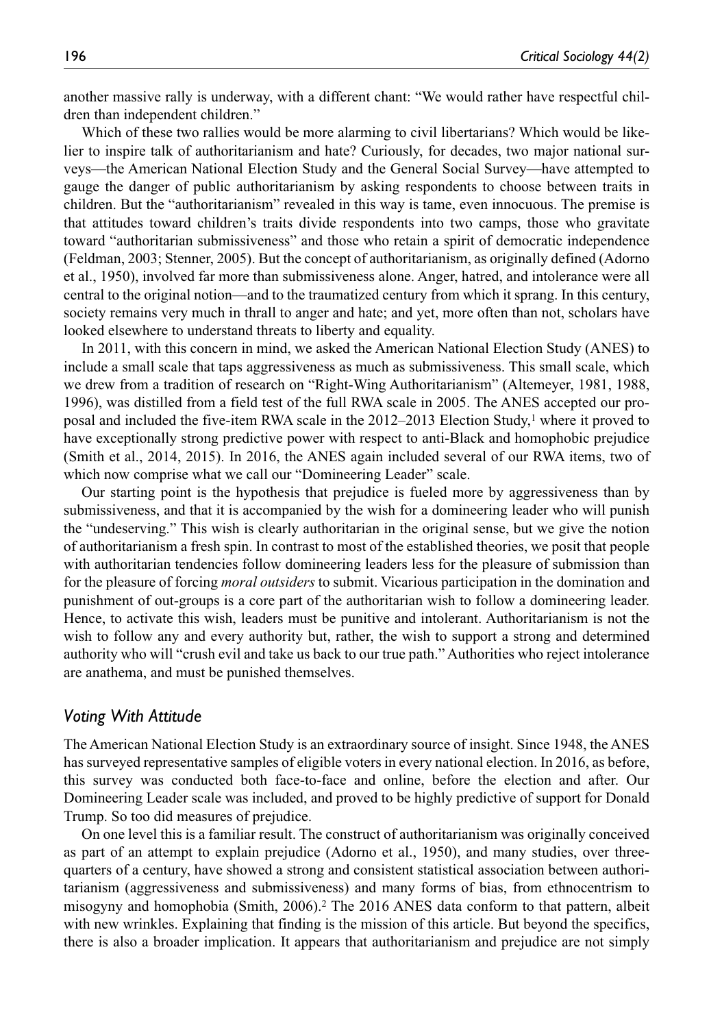another massive rally is underway, with a different chant: "We would rather have respectful children than independent children."

Which of these two rallies would be more alarming to civil libertarians? Which would be likelier to inspire talk of authoritarianism and hate? Curiously, for decades, two major national surveys—the American National Election Study and the General Social Survey—have attempted to gauge the danger of public authoritarianism by asking respondents to choose between traits in children. But the "authoritarianism" revealed in this way is tame, even innocuous. The premise is that attitudes toward children's traits divide respondents into two camps, those who gravitate toward "authoritarian submissiveness" and those who retain a spirit of democratic independence (Feldman, 2003; Stenner, 2005). But the concept of authoritarianism, as originally defined (Adorno et al., 1950), involved far more than submissiveness alone. Anger, hatred, and intolerance were all central to the original notion—and to the traumatized century from which it sprang. In this century, society remains very much in thrall to anger and hate; and yet, more often than not, scholars have looked elsewhere to understand threats to liberty and equality.

In 2011, with this concern in mind, we asked the American National Election Study (ANES) to include a small scale that taps aggressiveness as much as submissiveness. This small scale, which we drew from a tradition of research on "Right-Wing Authoritarianism" (Altemeyer, 1981, 1988, 1996), was distilled from a field test of the full RWA scale in 2005. The ANES accepted our proposal and included the five-item RWA scale in the 2012–2013 Election Study,[1] where it proved to have exceptionally strong predictive power with respect to anti-Black and homophobic prejudice (Smith et al., 2014, 2015). In 2016, the ANES again included several of our RWA items, two of which now comprise what we call our "Domineering Leader" scale.

Our starting point is the hypothesis that prejudice is fueled more by aggressiveness than by submissiveness, and that it is accompanied by the wish for a domineering leader who will punish the "undeserving." This wish is clearly authoritarian in the original sense, but we give the notion of authoritarianism a fresh spin. In contrast to most of the established theories, we posit that people with authoritarian tendencies follow domineering leaders less for the pleasure of submission than for the pleasure of forcing *moral outsiders* to submit. Vicarious participation in the domination and punishment of out-groups is a core part of the authoritarian wish to follow a domineering leader. Hence, to activate this wish, leaders must be punitive and intolerant. Authoritarianism is not the wish to follow any and every authority but, rather, the wish to support a strong and determined authority who will "crush evil and take us back to our true path." Authorities who reject intolerance are anathema, and must be punished themselves.

## *Voting With Attitude*

The American National Election Study is an extraordinary source of insight. Since 1948, the ANES has surveyed representative samples of eligible voters in every national election. In 2016, as before, this survey was conducted both face-to-face and online, before the election and after. Our Domineering Leader scale was included, and proved to be highly predictive of support for Donald Trump. So too did measures of prejudice.

On one level this is a familiar result. The construct of authoritarianism was originally conceived as part of an attempt to explain prejudice (Adorno et al., 1950), and many studies, over three-quarters of a century, have showed a strong and consistent statistical association between authoritarianism (aggressiveness and submissiveness) and many forms of bias, from ethnocentrism to misogyny and homophobia (Smith, 2006).[2] The 2016 ANES data conform to that pattern, albeit with new wrinkles. Explaining that finding is the mission of this article. But beyond the specifics, there is also a broader implication. It appears that authoritarianism and prejudice are not simply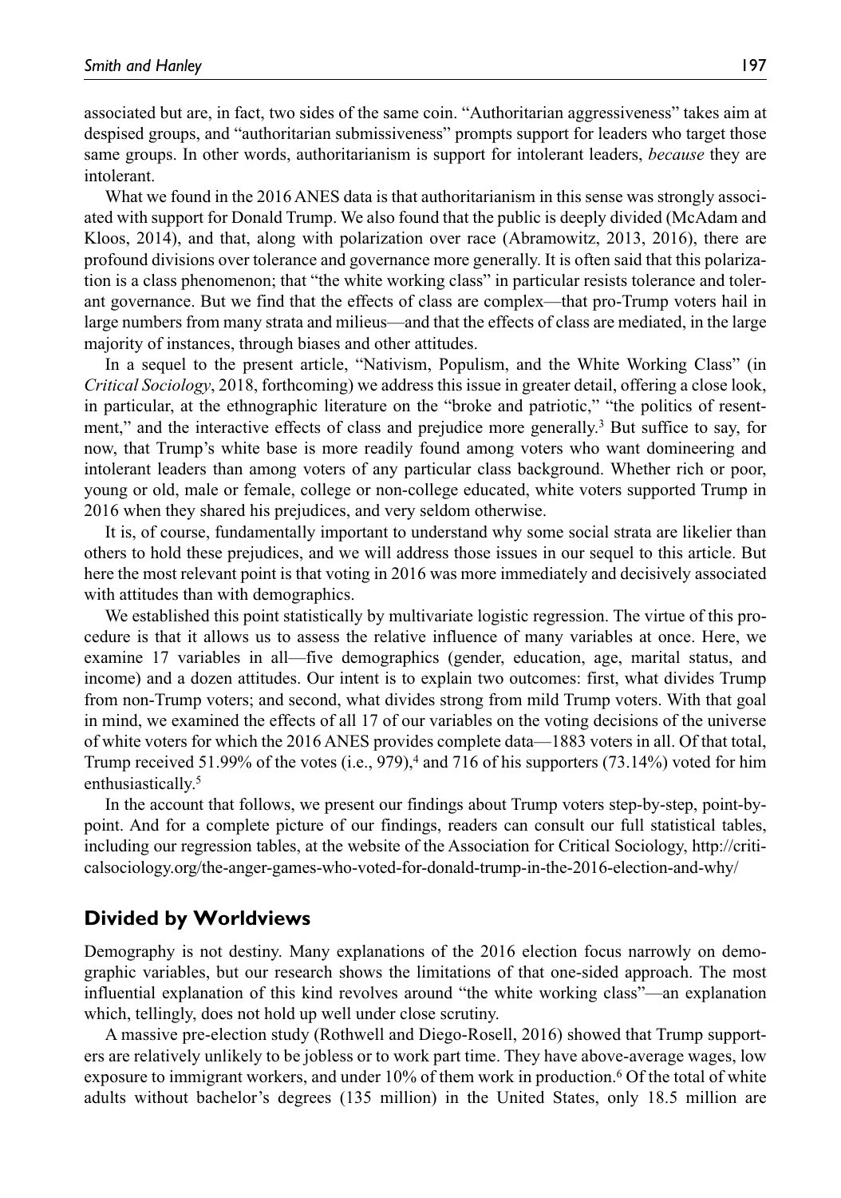associated but are, in fact, two sides of the same coin. "Authoritarian aggressiveness" takes aim at despised groups, and "authoritarian submissiveness" prompts support for leaders who target those same groups. In other words, authoritarianism is support for intolerant leaders, *because* they are intolerant.

What we found in the 2016 ANES data is that authoritarianism in this sense was strongly associated with support for Donald Trump. We also found that the public is deeply divided (McAdam and Kloos, 2014), and that, along with polarization over race (Abramowitz, 2013, 2016), there are profound divisions over tolerance and governance more generally. It is often said that this polarization is a class phenomenon; that "the white working class" in particular resists tolerance and tolerant governance. But we find that the effects of class are complex—that pro-Trump voters hail in large numbers from many strata and milieus—and that the effects of class are mediated, in the large majority of instances, through biases and other attitudes.

In a sequel to the present article, "Nativism, Populism, and the White Working Class" (in *Critical Sociology*, 2018, forthcoming) we address this issue in greater detail, offering a close look, in particular, at the ethnographic literature on the "broke and patriotic," "the politics of resentment," and the interactive effects of class and prejudice more generally.[3] But suffice to say, for now, that Trump's white base is more readily found among voters who want domineering and intolerant leaders than among voters of any particular class background. Whether rich or poor, young or old, male or female, college or non-college educated, white voters supported Trump in 2016 when they shared his prejudices, and very seldom otherwise.

It is, of course, fundamentally important to understand why some social strata are likelier than others to hold these prejudices, and we will address those issues in our sequel to this article. But here the most relevant point is that voting in 2016 was more immediately and decisively associated with attitudes than with demographics.

We established this point statistically by multivariate logistic regression. The virtue of this procedure is that it allows us to assess the relative influence of many variables at once. Here, we examine 17 variables in all—five demographics (gender, education, age, marital status, and income) and a dozen attitudes. Our intent is to explain two outcomes: first, what divides Trump from non-Trump voters; and second, what divides strong from mild Trump voters. With that goal in mind, we examined the effects of all 17 of our variables on the voting decisions of the universe of white voters for which the 2016 ANES provides complete data—1883 voters in all. Of that total, Trump received 51.99% of the votes (i.e., 979),[4] and 716 of his supporters (73.14%) voted for him enthusiastically.[5]

In the account that follows, we present our findings about Trump voters step-by-step, point-by-point. And for a complete picture of our findings, readers can consult our full statistical tables, including our regression tables, at the website of the Association for Critical Sociology, http://criticalsociology.org/the-anger-games-who-voted-for-donald-trump-in-the-2016-election-and-why/

## Divided by Worldviews

Demography is not destiny. Many explanations of the 2016 election focus narrowly on demographic variables, but our research shows the limitations of that one-sided approach. The most influential explanation of this kind revolves around "the white working class"—an explanation which, tellingly, does not hold up well under close scrutiny.

A massive pre-election study (Rothwell and Diego-Rosell, 2016) showed that Trump supporters are relatively unlikely to be jobless or to work part time. They have above-average wages, low exposure to immigrant workers, and under 10% of them work in production.[6] Of the total of white adults without bachelor's degrees (135 million) in the United States, only 18.5 million are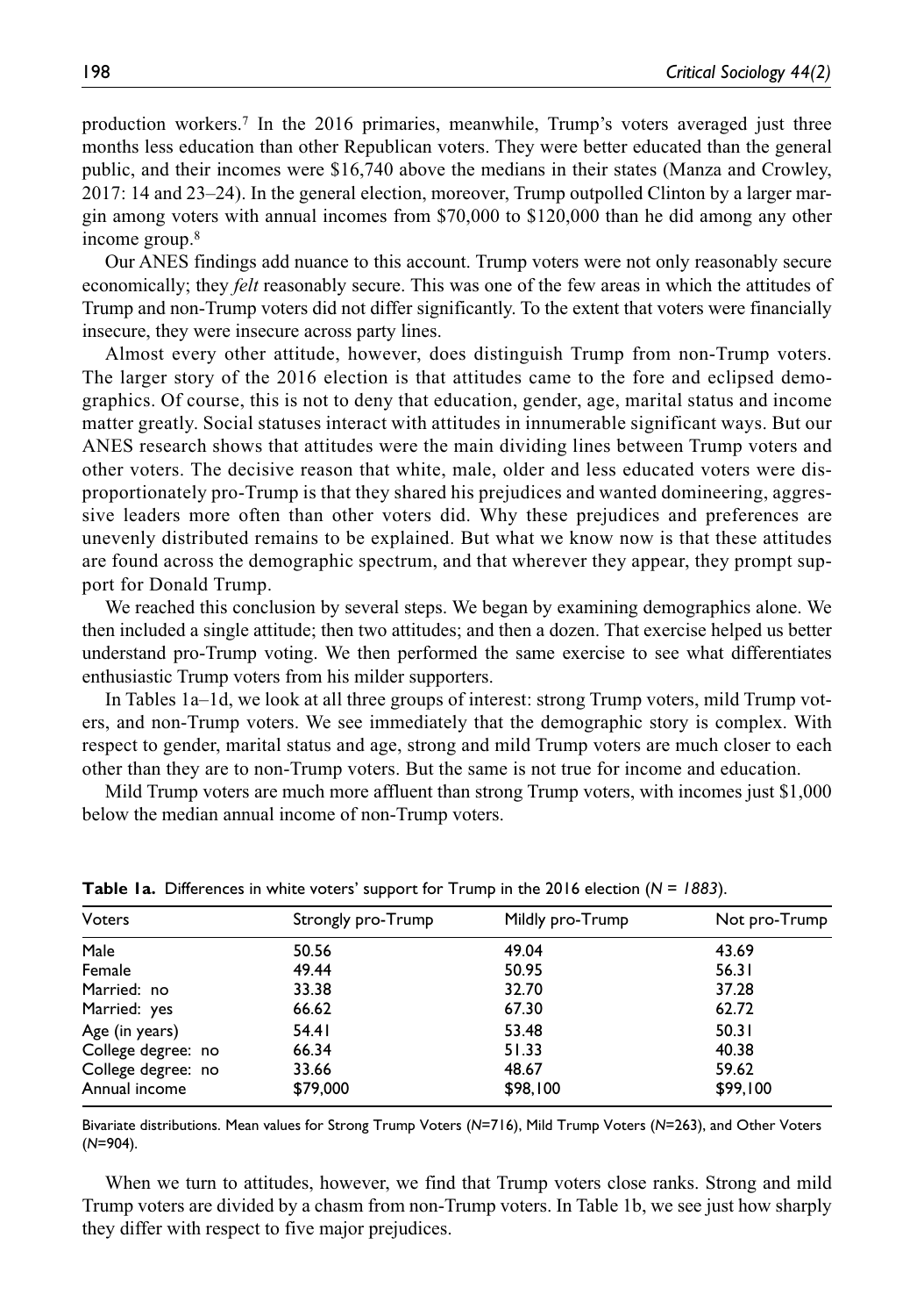production workers.[7] In the 2016 primaries, meanwhile, Trump's voters averaged just three months less education than other Republican voters. They were better educated than the general public, and their incomes were $16,740 above the medians in their states (Manza and Crowley, 2017: 14 and 23–24). In the general election, moreover, Trump outpolled Clinton by a larger margin among voters with annual incomes from $70,000 to $120,000 than he did among any other income group.[8]

Our ANES findings add nuance to this account. Trump voters were not only reasonably secure economically; they *felt* reasonably secure. This was one of the few areas in which the attitudes of Trump and non-Trump voters did not differ significantly. To the extent that voters were financially insecure, they were insecure across party lines.

Almost every other attitude, however, does distinguish Trump from non-Trump voters. The larger story of the 2016 election is that attitudes came to the fore and eclipsed demographics. Of course, this is not to deny that education, gender, age, marital status and income matter greatly. Social statuses interact with attitudes in innumerable significant ways. But our ANES research shows that attitudes were the main dividing lines between Trump voters and other voters. The decisive reason that white, male, older and less educated voters were disproportionately pro-Trump is that they shared his prejudices and wanted domineering, aggressive leaders more often than other voters did. Why these prejudices and preferences are unevenly distributed remains to be explained. But what we know now is that these attitudes are found across the demographic spectrum, and that wherever they appear, they prompt support for Donald Trump.

We reached this conclusion by several steps. We began by examining demographics alone. We then included a single attitude; then two attitudes; and then a dozen. That exercise helped us better understand pro-Trump voting. We then performed the same exercise to see what differentiates enthusiastic Trump voters from his milder supporters.

In Tables 1a–1d, we look at all three groups of interest: strong Trump voters, mild Trump voters, and non-Trump voters. We see immediately that the demographic story is complex. With respect to gender, marital status and age, strong and mild Trump voters are much closer to each other than they are to non-Trump voters. But the same is not true for income and education.

Mild Trump voters are much more affluent than strong Trump voters, with incomes just $1,000 below the median annual income of non-Trump voters.

**Table 1a.** Differences in white voters' support for Trump in the 2016 election (*N = 1883*).

| Voters | Strongly pro-Trump | Mildly pro-Trump | Not pro-Trump |
|---|---|---|---|
| Male | 50.56 | 49.04 | 43.69 |
| Female | 49.44 | 50.95 | 56.31 |
| Married: no | 33.38 | 32.70 | 37.28 |
| Married: yes | 66.62 | 67.30 | 62.72 |
| Age (in years) | 54.41 | 53.48 | 50.31 |
| College degree: no | 66.34 | 51.33 | 40.38 |
| College degree: no | 33.66 | 48.67 | 59.62 |
| Annual income | $79,000 | $98,100 | $99,100 |

Bivariate distributions. Mean values for Strong Trump Voters (*N*=716), Mild Trump Voters (*N*=263), and Other Voters (*N*=904).

When we turn to attitudes, however, we find that Trump voters close ranks. Strong and mild Trump voters are divided by a chasm from non-Trump voters. In Table 1b, we see just how sharply they differ with respect to five major prejudices.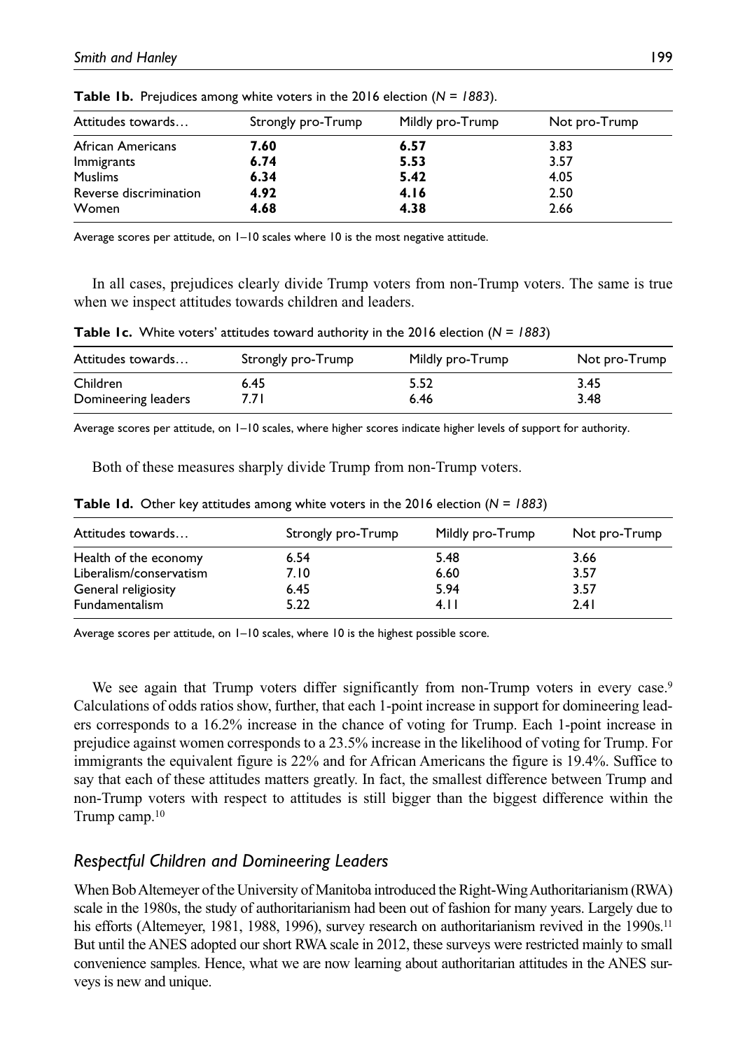**Table 1b.** Prejudices among white voters in the 2016 election (*N* = *1883*).

| Attitudes towards… | Strongly pro-Trump | Mildly pro-Trump | Not pro-Trump |
|---|---|---|---|
| African Americans | **7.60** | **6.57** | 3.83 |
| Immigrants | **6.74** | **5.53** | 3.57 |
| Muslims | **6.34** | **5.42** | 4.05 |
| Reverse discrimination | **4.92** | **4.16** | 2.50 |
| Women | **4.68** | **4.38** | 2.66 |

Average scores per attitude, on 1–10 scales where 10 is the most negative attitude.

In all cases, prejudices clearly divide Trump voters from non-Trump voters. The same is true when we inspect attitudes towards children and leaders.

**Table 1c.** White voters' attitudes toward authority in the 2016 election (*N* = *1883*)

| Attitudes towards… | Strongly pro-Trump | Mildly pro-Trump | Not pro-Trump |
|---|---|---|---|
| Children | 6.45 | 5.52 | 3.45 |
| Domineering leaders | 7.71 | 6.46 | 3.48 |

Average scores per attitude, on 1–10 scales, where higher scores indicate higher levels of support for authority.

Both of these measures sharply divide Trump from non-Trump voters.

**Table 1d.** Other key attitudes among white voters in the 2016 election (*N* = *1883*)

| Attitudes towards… | Strongly pro-Trump | Mildly pro-Trump | Not pro-Trump |
|---|---|---|---|
| Health of the economy | 6.54 | 5.48 | 3.66 |
| Liberalism/conservatism | 7.10 | 6.60 | 3.57 |
| General religiosity | 6.45 | 5.94 | 3.57 |
| Fundamentalism | 5.22 | 4.11 | 2.41 |

Average scores per attitude, on 1–10 scales, where 10 is the highest possible score.

We see again that Trump voters differ significantly from non-Trump voters in every case.[9] Calculations of odds ratios show, further, that each 1-point increase in support for domineering leaders corresponds to a 16.2% increase in the chance of voting for Trump. Each 1-point increase in prejudice against women corresponds to a 23.5% increase in the likelihood of voting for Trump. For immigrants the equivalent figure is 22% and for African Americans the figure is 19.4%. Suffice to say that each of these attitudes matters greatly. In fact, the smallest difference between Trump and non-Trump voters with respect to attitudes is still bigger than the biggest difference within the Trump camp.[10]

### *Respectful Children and Domineering Leaders*

When Bob Altemeyer of the University of Manitoba introduced the Right-Wing Authoritarianism (RWA) scale in the 1980s, the study of authoritarianism had been out of fashion for many years. Largely due to his efforts (Altemeyer, 1981, 1988, 1996), survey research on authoritarianism revived in the 1990s.[11] But until the ANES adopted our short RWA scale in 2012, these surveys were restricted mainly to small convenience samples. Hence, what we are now learning about authoritarian attitudes in the ANES surveys is new and unique.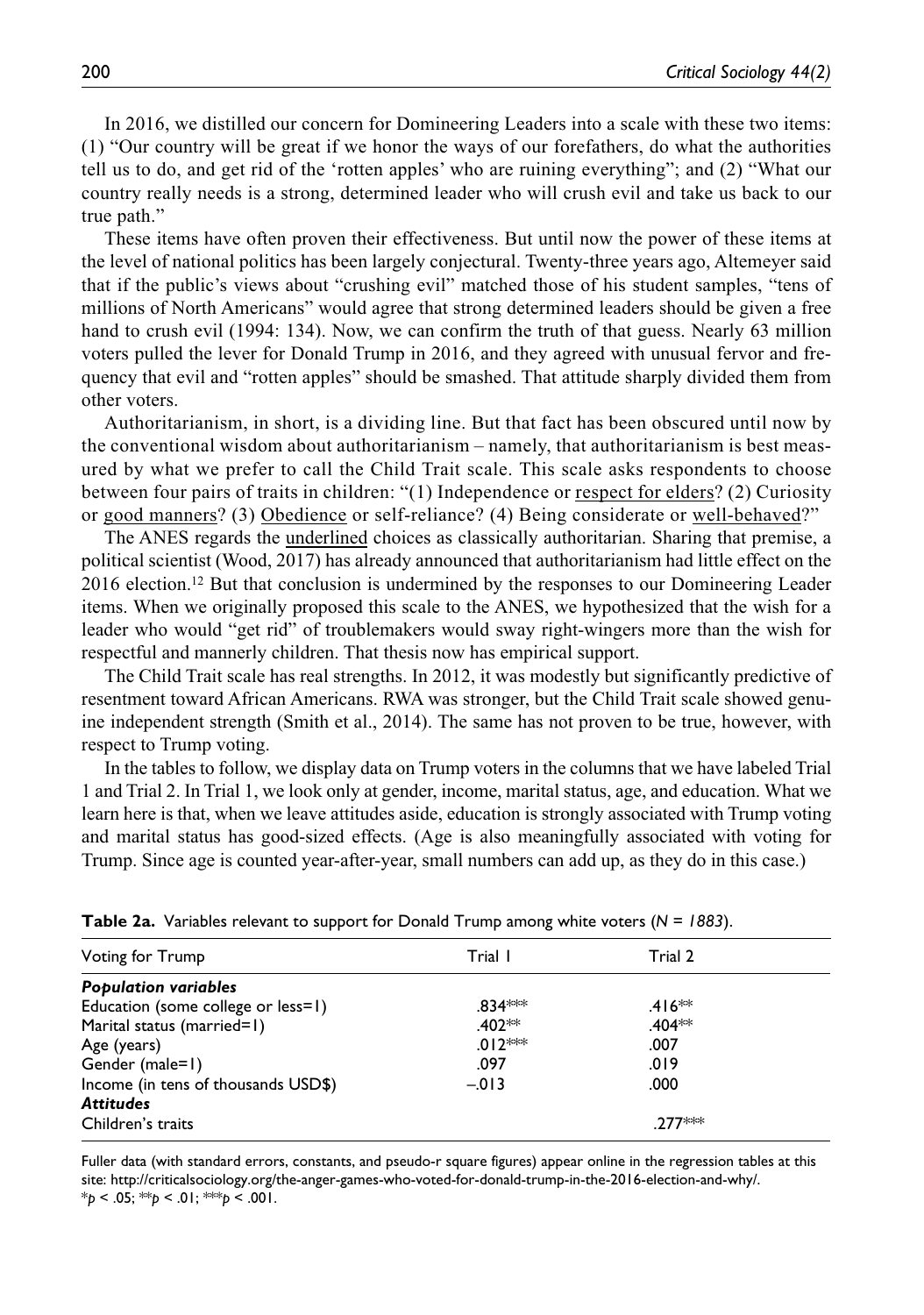In 2016, we distilled our concern for Domineering Leaders into a scale with these two items: (1) "Our country will be great if we honor the ways of our forefathers, do what the authorities tell us to do, and get rid of the 'rotten apples' who are ruining everything"; and (2) "What our country really needs is a strong, determined leader who will crush evil and take us back to our true path."

These items have often proven their effectiveness. But until now the power of these items at the level of national politics has been largely conjectural. Twenty-three years ago, Altemeyer said that if the public's views about "crushing evil" matched those of his student samples, "tens of millions of North Americans" would agree that strong determined leaders should be given a free hand to crush evil (1994: 134). Now, we can confirm the truth of that guess. Nearly 63 million voters pulled the lever for Donald Trump in 2016, and they agreed with unusual fervor and frequency that evil and "rotten apples" should be smashed. That attitude sharply divided them from other voters.

Authoritarianism, in short, is a dividing line. But that fact has been obscured until now by the conventional wisdom about authoritarianism – namely, that authoritarianism is best measured by what we prefer to call the Child Trait scale. This scale asks respondents to choose between four pairs of traits in children: "(1) Independence or <u>respect for elders</u>? (2) Curiosity or <u>good manners</u>? (3) <u>Obedience</u> or self-reliance? (4) Being considerate or <u>well-behaved</u>?"

The ANES regards the <u>underlined</u> choices as classically authoritarian. Sharing that premise, a political scientist (Wood, 2017) has already announced that authoritarianism had little effect on the 2016 election.[12] But that conclusion is undermined by the responses to our Domineering Leader items. When we originally proposed this scale to the ANES, we hypothesized that the wish for a leader who would "get rid" of troublemakers would sway right-wingers more than the wish for respectful and mannerly children. That thesis now has empirical support.

The Child Trait scale has real strengths. In 2012, it was modestly but significantly predictive of resentment toward African Americans. RWA was stronger, but the Child Trait scale showed genuine independent strength (Smith et al., 2014). The same has not proven to be true, however, with respect to Trump voting.

In the tables to follow, we display data on Trump voters in the columns that we have labeled Trial 1 and Trial 2. In Trial 1, we look only at gender, income, marital status, age, and education. What we learn here is that, when we leave attitudes aside, education is strongly associated with Trump voting and marital status has good-sized effects. (Age is also meaningfully associated with voting for Trump. Since age is counted year-after-year, small numbers can add up, as they do in this case.)

**Table 2a.** Variables relevant to support for Donald Trump among white voters (*N = 1883*).

| Voting for Trump | Trial 1 | Trial 2 |
|---|---|---|
| ***Population variables*** | | |
| Education (some college or less=1) | .834*** | .416** |
| Marital status (married=1) | .402** | .404** |
| Age (years) | .012*** | .007 |
| Gender (male=1) | .097 | .019 |
| Income (in tens of thousands USD$) | –.013 | .000 |
| ***Attitudes*** | | |
| Children's traits | | .277*** |

Fuller data (with standard errors, constants, and pseudo-r square figures) appear online in the regression tables at this site: http://criticalsociology.org/the-anger-games-who-voted-for-donald-trump-in-the-2016-election-and-why/.
\**p* < .05; \*\**p* < .01; \*\*\**p* < .001.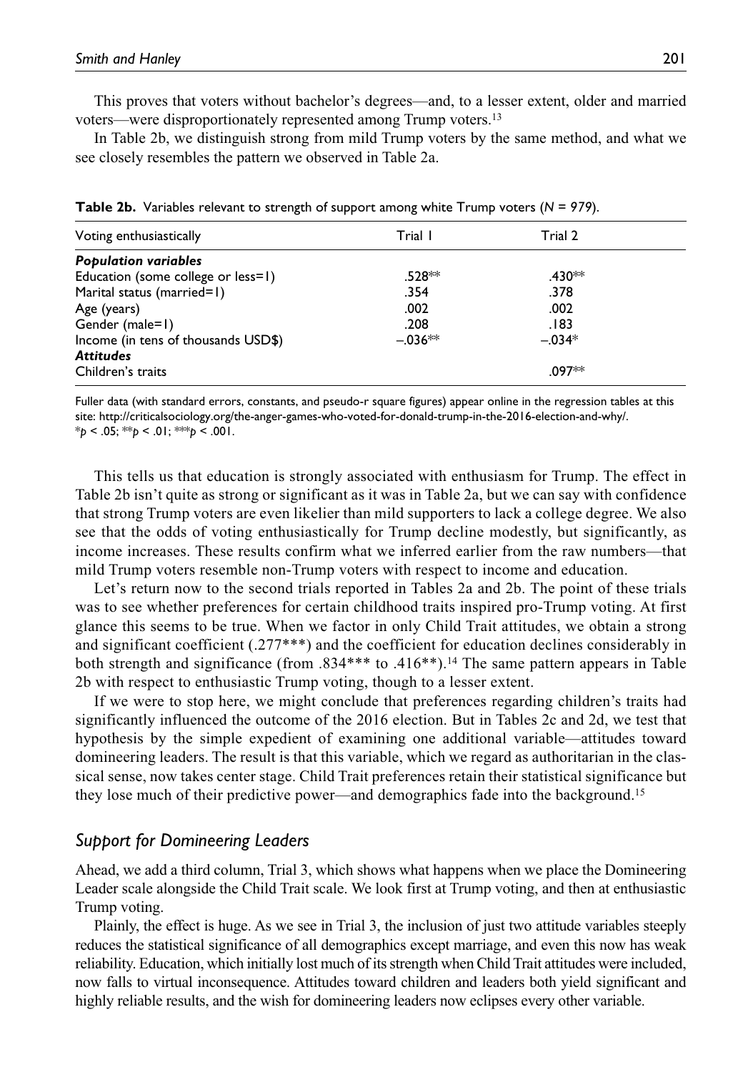This proves that voters without bachelor's degrees—and, to a lesser extent, older and married voters—were disproportionately represented among Trump voters.[13]

In Table 2b, we distinguish strong from mild Trump voters by the same method, and what we see closely resembles the pattern we observed in Table 2a.

**Table 2b.** Variables relevant to strength of support among white Trump voters ($N$ = 979).

| Voting enthusiastically | Trial 1 | Trial 2 |
|---|---|---|
| ***Population variables*** | | |
| Education (some college or less=1) | .528** | .430** |
| Marital status (married=1) | .354 | .378 |
| Age (years) | .002 | .002 |
| Gender (male=1) | .208 | .183 |
| Income (in tens of thousands USD$) | –.036** | –.034* |
| ***Attitudes*** | | |
| Children's traits | | .097** |

Fuller data (with standard errors, constants, and pseudo-r square figures) appear online in the regression tables at this site: http://criticalsociology.org/the-anger-games-who-voted-for-donald-trump-in-the-2016-election-and-why/.
*$p$ < .05; **$p$ < .01; ***$p$ < .001.

This tells us that education is strongly associated with enthusiasm for Trump. The effect in Table 2b isn't quite as strong or significant as it was in Table 2a, but we can say with confidence that strong Trump voters are even likelier than mild supporters to lack a college degree. We also see that the odds of voting enthusiastically for Trump decline modestly, but significantly, as income increases. These results confirm what we inferred earlier from the raw numbers—that mild Trump voters resemble non-Trump voters with respect to income and education.

Let's return now to the second trials reported in Tables 2a and 2b. The point of these trials was to see whether preferences for certain childhood traits inspired pro-Trump voting. At first glance this seems to be true. When we factor in only Child Trait attitudes, we obtain a strong and significant coefficient (.277***) and the coefficient for education declines considerably in both strength and significance (from .834*** to .416**).[14] The same pattern appears in Table 2b with respect to enthusiastic Trump voting, though to a lesser extent.

If we were to stop here, we might conclude that preferences regarding children's traits had significantly influenced the outcome of the 2016 election. But in Tables 2c and 2d, we test that hypothesis by the simple expedient of examining one additional variable—attitudes toward domineering leaders. The result is that this variable, which we regard as authoritarian in the classical sense, now takes center stage. Child Trait preferences retain their statistical significance but they lose much of their predictive power—and demographics fade into the background.[15]

### *Support for Domineering Leaders*

Ahead, we add a third column, Trial 3, which shows what happens when we place the Domineering Leader scale alongside the Child Trait scale. We look first at Trump voting, and then at enthusiastic Trump voting.

Plainly, the effect is huge. As we see in Trial 3, the inclusion of just two attitude variables steeply reduces the statistical significance of all demographics except marriage, and even this now has weak reliability. Education, which initially lost much of its strength when Child Trait attitudes were included, now falls to virtual inconsequence. Attitudes toward children and leaders both yield significant and highly reliable results, and the wish for domineering leaders now eclipses every other variable.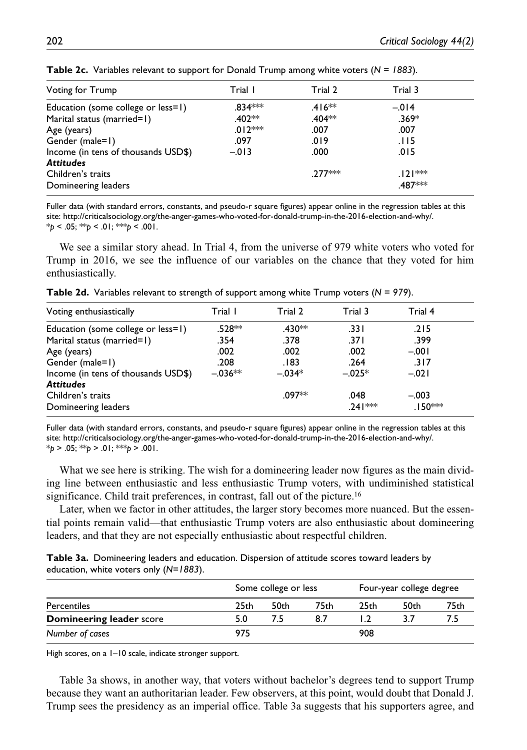**Table 2c.** Variables relevant to support for Donald Trump among white voters (*N = 1883*).

| Voting for Trump | Trial 1 | Trial 2 | Trial 3 |
|---|---|---|---|
| Education (some college or less=1) | .834*** | .416** | –.014 |
| Marital status (married=1) | .402** | .404** | .369* |
| Age (years) | .012*** | .007 | .007 |
| Gender (male=1) | .097 | .019 | .115 |
| Income (in tens of thousands USD$) | –.013 | .000 | .015 |
| ***Attitudes*** | | | |
| Children's traits | | .277*** | .121*** |
| Domineering leaders | | | .487*** |

Fuller data (with standard errors, constants, and pseudo-r square figures) appear online in the regression tables at this site: http://criticalsociology.org/the-anger-games-who-voted-for-donald-trump-in-the-2016-election-and-why/.
*$p < .05$; **$p < .01$; ***$p < .001$.

We see a similar story ahead. In Trial 4, from the universe of 979 white voters who voted for Trump in 2016, we see the influence of our variables on the chance that they voted for him enthusiastically.

**Table 2d.** Variables relevant to strength of support among white Trump voters (*N = 979*).

| Voting enthusiastically | Trial 1 | Trial 2 | Trial 3 | Trial 4 |
|---|---|---|---|---|
| Education (some college or less=1) | .528** | .430** | .331 | .215 |
| Marital status (married=1) | .354 | .378 | .371 | .399 |
| Age (years) | .002 | .002 | .002 | –.001 |
| Gender (male=1) | .208 | .183 | .264 | .317 |
| Income (in tens of thousands USD$) | –.036** | –.034* | –.025* | –.021 |
| ***Attitudes*** | | | | |
| Children's traits | | .097** | .048 | –.003 |
| Domineering leaders | | | .241*** | .150*** |

Fuller data (with standard errors, constants, and pseudo-r square figures) appear online in the regression tables at this site: http://criticalsociology.org/the-anger-games-who-voted-for-donald-trump-in-the-2016-election-and-why/.
*$p > .05$; **$p > .01$; ***$p > .001$.

What we see here is striking. The wish for a domineering leader now figures as the main dividing line between enthusiastic and less enthusiastic Trump voters, with undiminished statistical significance. Child trait preferences, in contrast, fall out of the picture.[16]

Later, when we factor in other attitudes, the larger story becomes more nuanced. But the essential points remain valid—that enthusiastic Trump voters are also enthusiastic about domineering leaders, and that they are not especially enthusiastic about respectful children.

**Table 3a.** Domineering leaders and education. Dispersion of attitude scores toward leaders by education, white voters only (*N=1883*).

| | Some college or less | | | Four-year college degree | | |
|---|---|---|---|---|---|---|
| Percentiles | 25th | 50th | 75th | 25th | 50th | 75th |
| **Domineering leader** score | 5.0 | 7.5 | 8.7 | 1.2 | 3.7 | 7.5 |
| *Number of cases* | 975 | | | 908 | | |

High scores, on a 1–10 scale, indicate stronger support.

Table 3a shows, in another way, that voters without bachelor's degrees tend to support Trump because they want an authoritarian leader. Few observers, at this point, would doubt that Donald J. Trump sees the presidency as an imperial office. Table 3a suggests that his supporters agree, and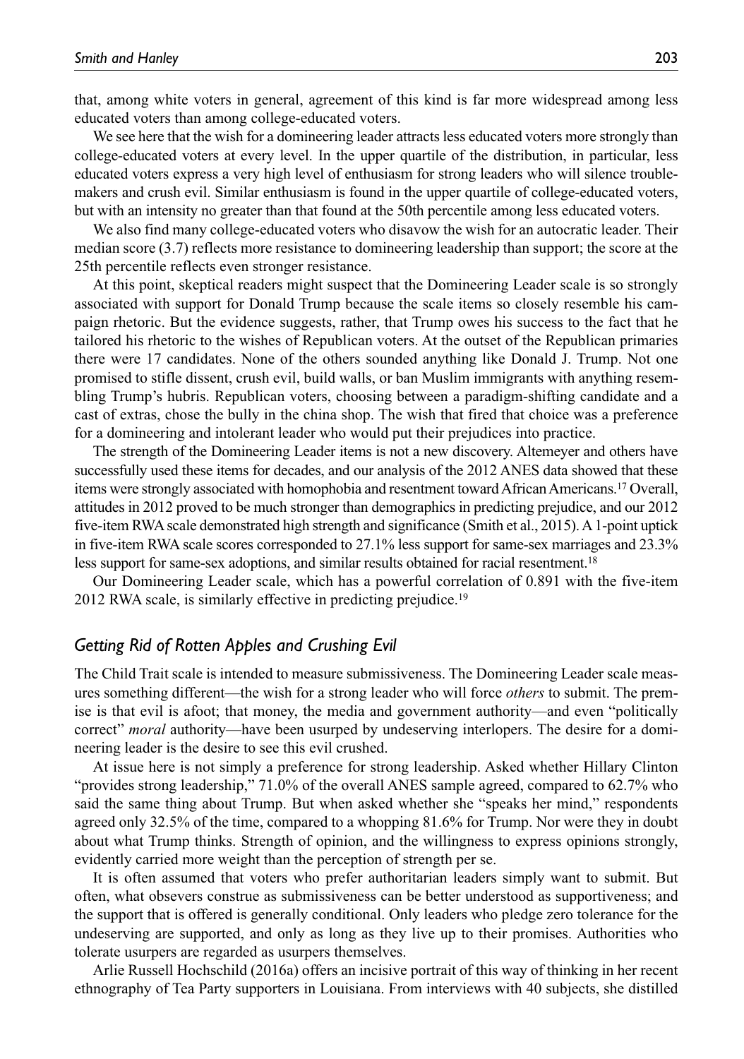that, among white voters in general, agreement of this kind is far more widespread among less educated voters than among college-educated voters.

We see here that the wish for a domineering leader attracts less educated voters more strongly than college-educated voters at every level. In the upper quartile of the distribution, in particular, less educated voters express a very high level of enthusiasm for strong leaders who will silence troublemakers and crush evil. Similar enthusiasm is found in the upper quartile of college-educated voters, but with an intensity no greater than that found at the 50th percentile among less educated voters.

We also find many college-educated voters who disavow the wish for an autocratic leader. Their median score (3.7) reflects more resistance to domineering leadership than support; the score at the 25th percentile reflects even stronger resistance.

At this point, skeptical readers might suspect that the Domineering Leader scale is so strongly associated with support for Donald Trump because the scale items so closely resemble his campaign rhetoric. But the evidence suggests, rather, that Trump owes his success to the fact that he tailored his rhetoric to the wishes of Republican voters. At the outset of the Republican primaries there were 17 candidates. None of the others sounded anything like Donald J. Trump. Not one promised to stifle dissent, crush evil, build walls, or ban Muslim immigrants with anything resembling Trump's hubris. Republican voters, choosing between a paradigm-shifting candidate and a cast of extras, chose the bully in the china shop. The wish that fired that choice was a preference for a domineering and intolerant leader who would put their prejudices into practice.

The strength of the Domineering Leader items is not a new discovery. Altemeyer and others have successfully used these items for decades, and our analysis of the 2012 ANES data showed that these items were strongly associated with homophobia and resentment toward African Americans.[17] Overall, attitudes in 2012 proved to be much stronger than demographics in predicting prejudice, and our 2012 five-item RWA scale demonstrated high strength and significance (Smith et al., 2015). A 1-point uptick in five-item RWA scale scores corresponded to 27.1% less support for same-sex marriages and 23.3% less support for same-sex adoptions, and similar results obtained for racial resentment.[18]

Our Domineering Leader scale, which has a powerful correlation of 0.891 with the five-item 2012 RWA scale, is similarly effective in predicting prejudice.[19]

### *Getting Rid of Rotten Apples and Crushing Evil*

The Child Trait scale is intended to measure submissiveness. The Domineering Leader scale measures something different—the wish for a strong leader who will force *others* to submit. The premise is that evil is afoot; that money, the media and government authority—and even "politically correct" *moral* authority—have been usurped by undeserving interlopers. The desire for a domineering leader is the desire to see this evil crushed.

At issue here is not simply a preference for strong leadership. Asked whether Hillary Clinton "provides strong leadership," 71.0% of the overall ANES sample agreed, compared to 62.7% who said the same thing about Trump. But when asked whether she "speaks her mind," respondents agreed only 32.5% of the time, compared to a whopping 81.6% for Trump. Nor were they in doubt about what Trump thinks. Strength of opinion, and the willingness to express opinions strongly, evidently carried more weight than the perception of strength per se.

It is often assumed that voters who prefer authoritarian leaders simply want to submit. But often, what obsevers construe as submissiveness can be better understood as supportiveness; and the support that is offered is generally conditional. Only leaders who pledge zero tolerance for the undeserving are supported, and only as long as they live up to their promises. Authorities who tolerate usurpers are regarded as usurpers themselves.

Arlie Russell Hochschild (2016a) offers an incisive portrait of this way of thinking in her recent ethnography of Tea Party supporters in Louisiana. From interviews with 40 subjects, she distilled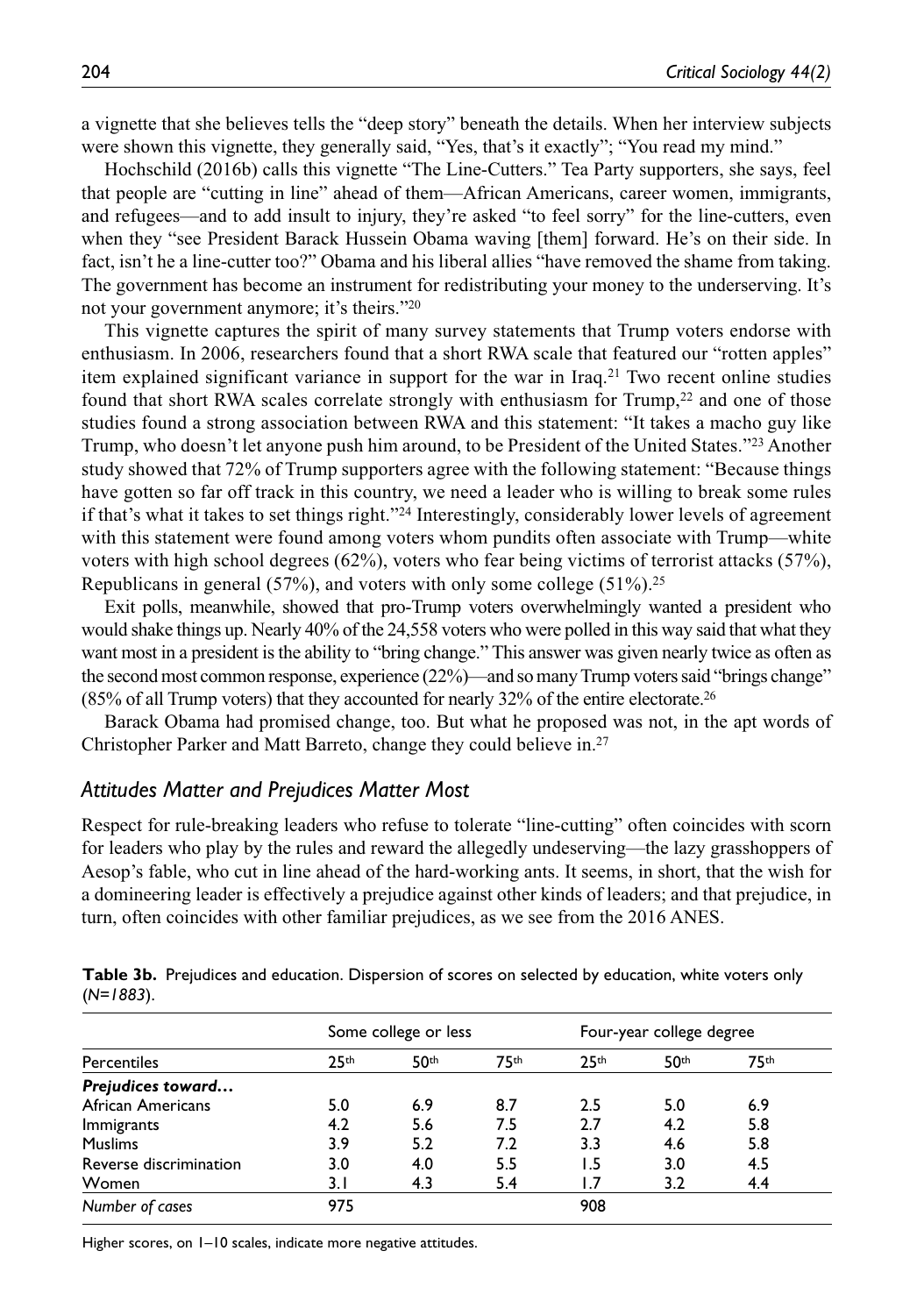a vignette that she believes tells the "deep story" beneath the details. When her interview subjects were shown this vignette, they generally said, "Yes, that's it exactly"; "You read my mind."

Hochschild (2016b) calls this vignette "The Line-Cutters." Tea Party supporters, she says, feel that people are "cutting in line" ahead of them—African Americans, career women, immigrants, and refugees—and to add insult to injury, they're asked "to feel sorry" for the line-cutters, even when they "see President Barack Hussein Obama waving [them] forward. He's on their side. In fact, isn't he a line-cutter too?" Obama and his liberal allies "have removed the shame from taking. The government has become an instrument for redistributing your money to the underserving. It's not your government anymore; it's theirs."[20]

This vignette captures the spirit of many survey statements that Trump voters endorse with enthusiasm. In 2006, researchers found that a short RWA scale that featured our "rotten apples" item explained significant variance in support for the war in Iraq.[21] Two recent online studies found that short RWA scales correlate strongly with enthusiasm for Trump,[22] and one of those studies found a strong association between RWA and this statement: "It takes a macho guy like Trump, who doesn't let anyone push him around, to be President of the United States."[23] Another study showed that 72% of Trump supporters agree with the following statement: "Because things have gotten so far off track in this country, we need a leader who is willing to break some rules if that's what it takes to set things right."[24] Interestingly, considerably lower levels of agreement with this statement were found among voters whom pundits often associate with Trump—white voters with high school degrees (62%), voters who fear being victims of terrorist attacks (57%), Republicans in general (57%), and voters with only some college (51%).[25]

Exit polls, meanwhile, showed that pro-Trump voters overwhelmingly wanted a president who would shake things up. Nearly 40% of the 24,558 voters who were polled in this way said that what they want most in a president is the ability to "bring change." This answer was given nearly twice as often as the second most common response, experience (22%)—and so many Trump voters said "brings change" (85% of all Trump voters) that they accounted for nearly 32% of the entire electorate.[26]

Barack Obama had promised change, too. But what he proposed was not, in the apt words of Christopher Parker and Matt Barreto, change they could believe in.[27]

### *Attitudes Matter and Prejudices Matter Most*

Respect for rule-breaking leaders who refuse to tolerate "line-cutting" often coincides with scorn for leaders who play by the rules and reward the allegedly undeserving—the lazy grasshoppers of Aesop's fable, who cut in line ahead of the hard-working ants. It seems, in short, that the wish for a domineering leader is effectively a prejudice against other kinds of leaders; and that prejudice, in turn, often coincides with other familiar prejudices, as we see from the 2016 ANES.

**Table 3b.** Prejudices and education. Dispersion of scores on selected by education, white voters only (*N=1883*).

| | Some college or less | | | Four-year college degree | | |
|---|---|---|---|---|---|---|
| Percentiles | 25th | 50th | 75th | 25th | 50th | 75th |
| ***Prejudices toward…*** | | | | | | |
| African Americans | 5.0 | 6.9 | 8.7 | 2.5 | 5.0 | 6.9 |
| Immigrants | 4.2 | 5.6 | 7.5 | 2.7 | 4.2 | 5.8 |
| Muslims | 3.9 | 5.2 | 7.2 | 3.3 | 4.6 | 5.8 |
| Reverse discrimination | 3.0 | 4.0 | 5.5 | 1.5 | 3.0 | 4.5 |
| Women | 3.1 | 4.3 | 5.4 | 1.7 | 3.2 | 4.4 |
| *Number of cases* | 975 | | | 908 | | |

Higher scores, on 1–10 scales, indicate more negative attitudes.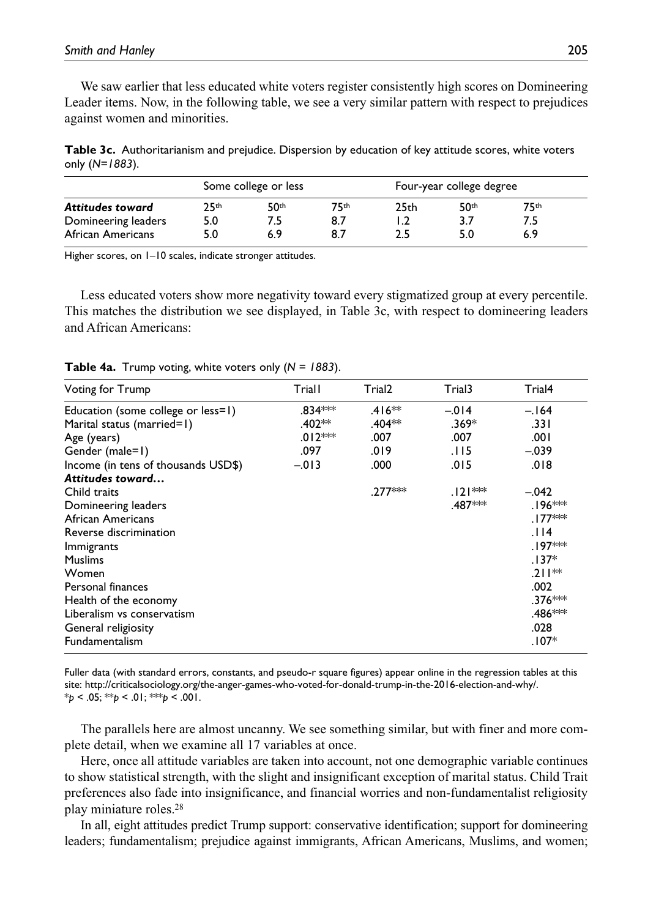We saw earlier that less educated white voters register consistently high scores on Domineering Leader items. Now, in the following table, we see a very similar pattern with respect to prejudices against women and minorities.

**Table 3c.** Authoritarianism and prejudice. Dispersion by education of key attitude scores, white voters only (*N=1883*).

| | Some college or less | | | Four-year college degree | | |
|---|---|---|---|---|---|---|
| ***Attitudes toward*** | 25th | 50th | 75th | 25th | 50th | 75th |
| Domineering leaders | 5.0 | 7.5 | 8.7 | 1.2 | 3.7 | 7.5 |
| African Americans | 5.0 | 6.9 | 8.7 | 2.5 | 5.0 | 6.9 |

Higher scores, on 1–10 scales, indicate stronger attitudes.

Less educated voters show more negativity toward every stigmatized group at every percentile. This matches the distribution we see displayed, in Table 3c, with respect to domineering leaders and African Americans:

**Table 4a.** Trump voting, white voters only (*N = 1883*).

| Voting for Trump | Trial1 | Trial2 | Trial3 | Trial4 |
|---|---|---|---|---|
| Education (some college or less=1) | .834*** | .416** | –.014 | –.164 |
| Marital status (married=1) | .402** | .404** | .369* | .331 |
| Age (years) | .012*** | .007 | .007 | .001 |
| Gender (male=1) | .097 | .019 | .115 | –.039 |
| Income (in tens of thousands USD$) | –.013 | .000 | .015 | .018 |
| ***Attitudes toward…*** | | | | |
| Child traits | | .277*** | .121*** | –.042 |
| Domineering leaders | | | .487*** | .196*** |
| African Americans | | | | .177*** |
| Reverse discrimination | | | | .114 |
| Immigrants | | | | .197*** |
| Muslims | | | | .137* |
| Women | | | | .211** |
| Personal finances | | | | .002 |
| Health of the economy | | | | .376*** |
| Liberalism vs conservatism | | | | .486*** |
| General religiosity | | | | .028 |
| Fundamentalism | | | | .107* |

Fuller data (with standard errors, constants, and pseudo-r square figures) appear online in the regression tables at this site: http://criticalsociology.org/the-anger-games-who-voted-for-donald-trump-in-the-2016-election-and-why/.
*$p < .05$; **$p < .01$; ***$p < .001$.

The parallels here are almost uncanny. We see something similar, but with finer and more complete detail, when we examine all 17 variables at once.

Here, once all attitude variables are taken into account, not one demographic variable continues to show statistical strength, with the slight and insignificant exception of marital status. Child Trait preferences also fade into insignificance, and financial worries and non-fundamentalist religiosity play miniature roles.[28]

In all, eight attitudes predict Trump support: conservative identification; support for domineering leaders; fundamentalism; prejudice against immigrants, African Americans, Muslims, and women;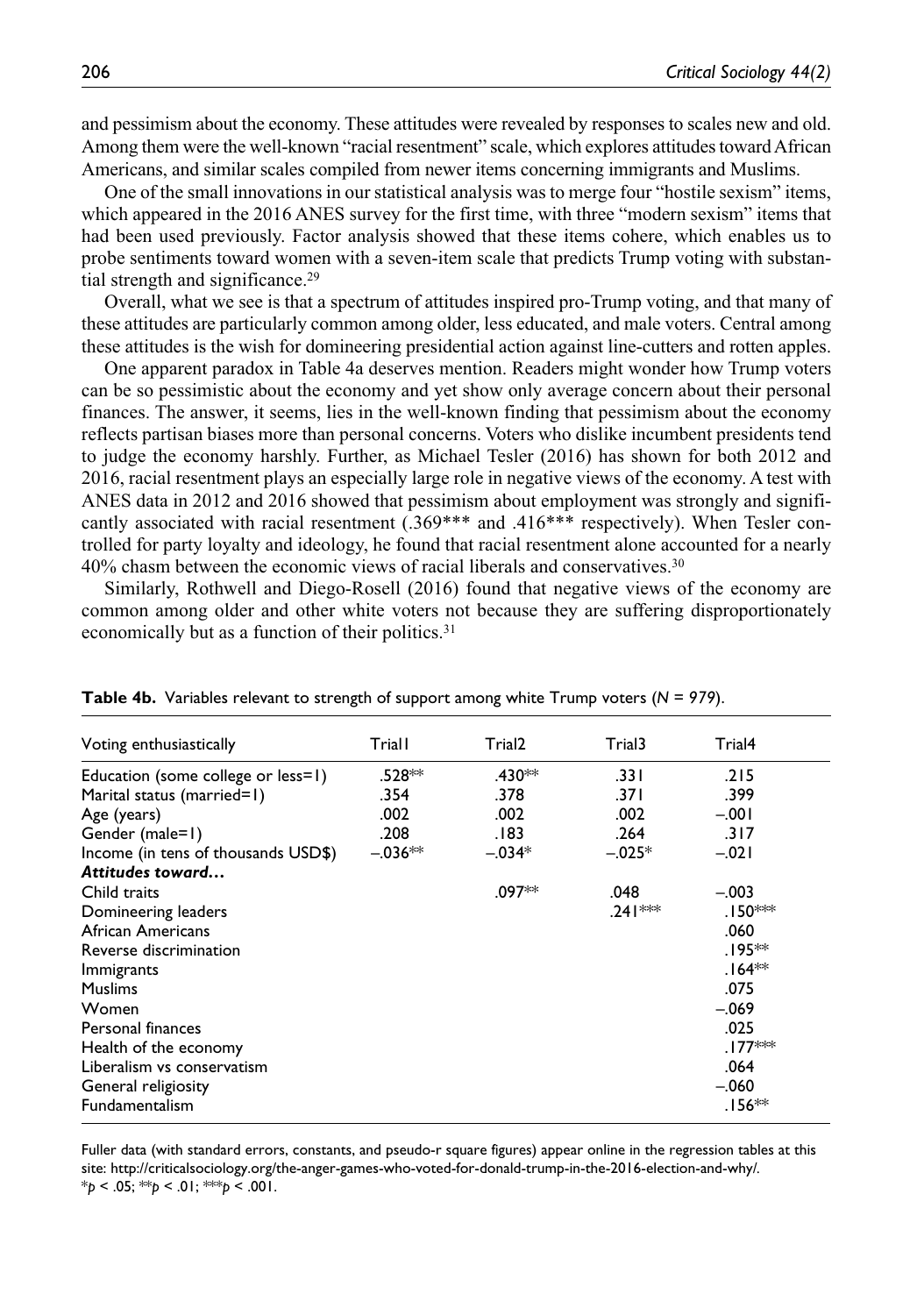and pessimism about the economy. These attitudes were revealed by responses to scales new and old. Among them were the well-known "racial resentment" scale, which explores attitudes toward African Americans, and similar scales compiled from newer items concerning immigrants and Muslims.

One of the small innovations in our statistical analysis was to merge four "hostile sexism" items, which appeared in the 2016 ANES survey for the first time, with three "modern sexism" items that had been used previously. Factor analysis showed that these items cohere, which enables us to probe sentiments toward women with a seven-item scale that predicts Trump voting with substantial strength and significance.[29]

Overall, what we see is that a spectrum of attitudes inspired pro-Trump voting, and that many of these attitudes are particularly common among older, less educated, and male voters. Central among these attitudes is the wish for domineering presidential action against line-cutters and rotten apples.

One apparent paradox in Table 4a deserves mention. Readers might wonder how Trump voters can be so pessimistic about the economy and yet show only average concern about their personal finances. The answer, it seems, lies in the well-known finding that pessimism about the economy reflects partisan biases more than personal concerns. Voters who dislike incumbent presidents tend to judge the economy harshly. Further, as Michael Tesler (2016) has shown for both 2012 and 2016, racial resentment plays an especially large role in negative views of the economy. A test with ANES data in 2012 and 2016 showed that pessimism about employment was strongly and significantly associated with racial resentment (.369*** and .416*** respectively). When Tesler controlled for party loyalty and ideology, he found that racial resentment alone accounted for a nearly 40% chasm between the economic views of racial liberals and conservatives.[30]

Similarly, Rothwell and Diego-Rosell (2016) found that negative views of the economy are common among older and other white voters not because they are suffering disproportionately economically but as a function of their politics.[31]

**Table 4b.** Variables relevant to strength of support among white Trump voters (*N* = 979).

| Voting enthusiastically | Trial1 | Trial2 | Trial3 | Trial4 |
|---|---|---|---|---|
| Education (some college or less=1) | .528** | .430** | .331 | .215 |
| Marital status (married=1) | .354 | .378 | .371 | .399 |
| Age (years) | .002 | .002 | .002 | –.001 |
| Gender (male=1) | .208 | .183 | .264 | .317 |
| Income (in tens of thousands USD$) | –.036** | –.034* | –.025* | –.021 |
| ***Attitudes toward…*** | | | | |
| Child traits | | .097** | .048 | –.003 |
| Domineering leaders | | | .241*** | .150*** |
| African Americans | | | | .060 |
| Reverse discrimination | | | | .195** |
| Immigrants | | | | .164** |
| Muslims | | | | .075 |
| Women | | | | –.069 |
| Personal finances | | | | .025 |
| Health of the economy | | | | .177*** |
| Liberalism vs conservatism | | | | .064 |
| General religiosity | | | | –.060 |
| Fundamentalism | | | | .156** |

Fuller data (with standard errors, constants, and pseudo-r square figures) appear online in the regression tables at this site: http://criticalsociology.org/the-anger-games-who-voted-for-donald-trump-in-the-2016-election-and-why/.
$*p < .05$; $**p < .01$; $***p < .001$.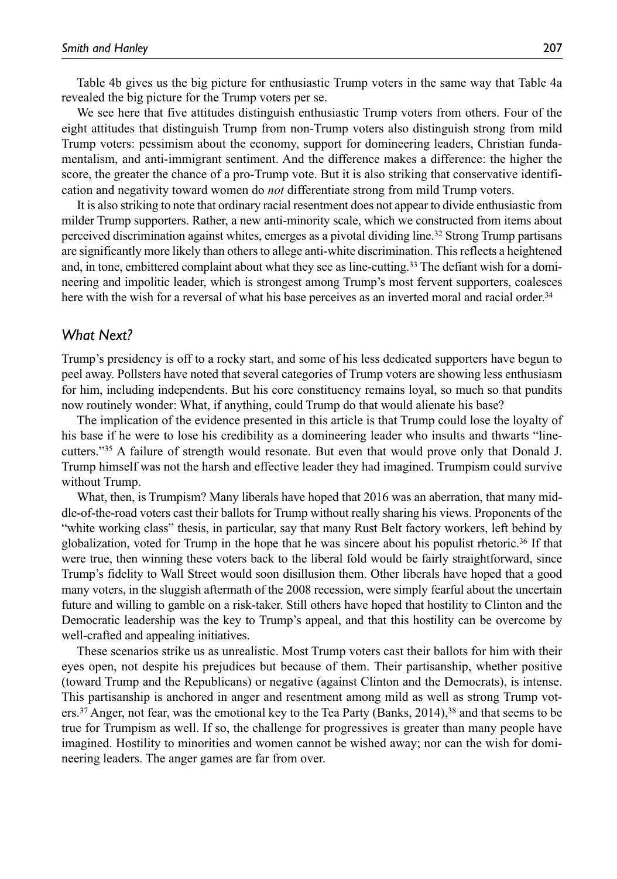Table 4b gives us the big picture for enthusiastic Trump voters in the same way that Table 4a revealed the big picture for the Trump voters per se.

We see here that five attitudes distinguish enthusiastic Trump voters from others. Four of the eight attitudes that distinguish Trump from non-Trump voters also distinguish strong from mild Trump voters: pessimism about the economy, support for domineering leaders, Christian fundamentalism, and anti-immigrant sentiment. And the difference makes a difference: the higher the score, the greater the chance of a pro-Trump vote. But it is also striking that conservative identification and negativity toward women do *not* differentiate strong from mild Trump voters.

It is also striking to note that ordinary racial resentment does not appear to divide enthusiastic from milder Trump supporters. Rather, a new anti-minority scale, which we constructed from items about perceived discrimination against whites, emerges as a pivotal dividing line.[32] Strong Trump partisans are significantly more likely than others to allege anti-white discrimination. This reflects a heightened and, in tone, embittered complaint about what they see as line-cutting.[33] The defiant wish for a domineering and impolitic leader, which is strongest among Trump's most fervent supporters, coalesces here with the wish for a reversal of what his base perceives as an inverted moral and racial order.[34]

## *What Next?*

Trump's presidency is off to a rocky start, and some of his less dedicated supporters have begun to peel away. Pollsters have noted that several categories of Trump voters are showing less enthusiasm for him, including independents. But his core constituency remains loyal, so much so that pundits now routinely wonder: What, if anything, could Trump do that would alienate his base?

The implication of the evidence presented in this article is that Trump could lose the loyalty of his base if he were to lose his credibility as a domineering leader who insults and thwarts "line-cutters."[35] A failure of strength would resonate. But even that would prove only that Donald J. Trump himself was not the harsh and effective leader they had imagined. Trumpism could survive without Trump.

What, then, is Trumpism? Many liberals have hoped that 2016 was an aberration, that many middle-of-the-road voters cast their ballots for Trump without really sharing his views. Proponents of the "white working class" thesis, in particular, say that many Rust Belt factory workers, left behind by globalization, voted for Trump in the hope that he was sincere about his populist rhetoric.[36] If that were true, then winning these voters back to the liberal fold would be fairly straightforward, since Trump's fidelity to Wall Street would soon disillusion them. Other liberals have hoped that a good many voters, in the sluggish aftermath of the 2008 recession, were simply fearful about the uncertain future and willing to gamble on a risk-taker. Still others have hoped that hostility to Clinton and the Democratic leadership was the key to Trump's appeal, and that this hostility can be overcome by well-crafted and appealing initiatives.

These scenarios strike us as unrealistic. Most Trump voters cast their ballots for him with their eyes open, not despite his prejudices but because of them. Their partisanship, whether positive (toward Trump and the Republicans) or negative (against Clinton and the Democrats), is intense. This partisanship is anchored in anger and resentment among mild as well as strong Trump voters.[37] Anger, not fear, was the emotional key to the Tea Party (Banks, 2014),[38] and that seems to be true for Trumpism as well. If so, the challenge for progressives is greater than many people have imagined. Hostility to minorities and women cannot be wished away; nor can the wish for domineering leaders. The anger games are far from over.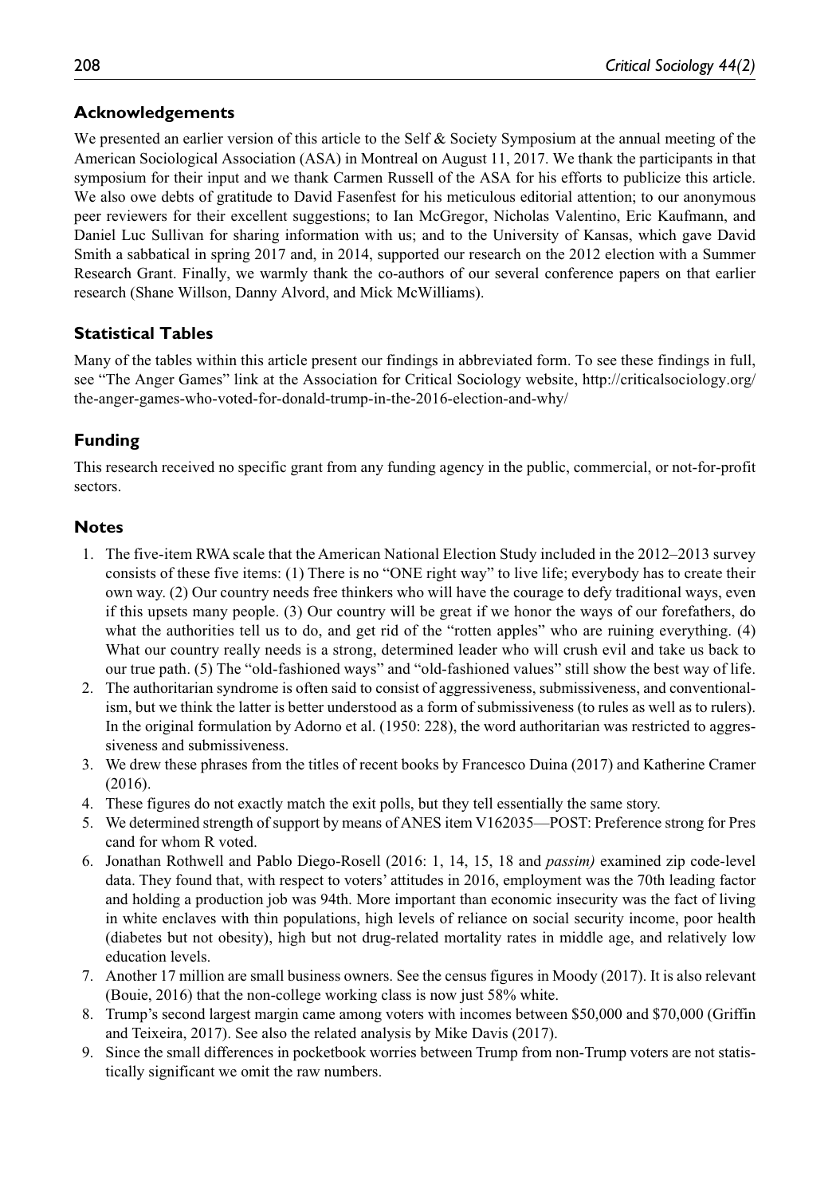## Acknowledgements

We presented an earlier version of this article to the Self & Society Symposium at the annual meeting of the American Sociological Association (ASA) in Montreal on August 11, 2017. We thank the participants in that symposium for their input and we thank Carmen Russell of the ASA for his efforts to publicize this article. We also owe debts of gratitude to David Fasenfest for his meticulous editorial attention; to our anonymous peer reviewers for their excellent suggestions; to Ian McGregor, Nicholas Valentino, Eric Kaufmann, and Daniel Luc Sullivan for sharing information with us; and to the University of Kansas, which gave David Smith a sabbatical in spring 2017 and, in 2014, supported our research on the 2012 election with a Summer Research Grant. Finally, we warmly thank the co-authors of our several conference papers on that earlier research (Shane Willson, Danny Alvord, and Mick McWilliams).

## Statistical Tables

Many of the tables within this article present our findings in abbreviated form. To see these findings in full, see "The Anger Games" link at the Association for Critical Sociology website, http://criticalsociology.org/the-anger-games-who-voted-for-donald-trump-in-the-2016-election-and-why/

## Funding

This research received no specific grant from any funding agency in the public, commercial, or not-for-profit sectors.

## Notes

1. The five-item RWA scale that the American National Election Study included in the 2012–2013 survey consists of these five items: (1) There is no "ONE right way" to live life; everybody has to create their own way. (2) Our country needs free thinkers who will have the courage to defy traditional ways, even if this upsets many people. (3) Our country will be great if we honor the ways of our forefathers, do what the authorities tell us to do, and get rid of the "rotten apples" who are ruining everything. (4) What our country really needs is a strong, determined leader who will crush evil and take us back to our true path. (5) The "old-fashioned ways" and "old-fashioned values" still show the best way of life.
2. The authoritarian syndrome is often said to consist of aggressiveness, submissiveness, and conventionalism, but we think the latter is better understood as a form of submissiveness (to rules as well as to rulers). In the original formulation by Adorno et al. (1950: 228), the word authoritarian was restricted to aggressiveness and submissiveness.
3. We drew these phrases from the titles of recent books by Francesco Duina (2017) and Katherine Cramer (2016).
4. These figures do not exactly match the exit polls, but they tell essentially the same story.
5. We determined strength of support by means of ANES item V162035—POST: Preference strong for Pres cand for whom R voted.
6. Jonathan Rothwell and Pablo Diego-Rosell (2016: 1, 14, 15, 18 and *passim)* examined zip code-level data. They found that, with respect to voters' attitudes in 2016, employment was the 70th leading factor and holding a production job was 94th. More important than economic insecurity was the fact of living in white enclaves with thin populations, high levels of reliance on social security income, poor health (diabetes but not obesity), high but not drug-related mortality rates in middle age, and relatively low education levels.
7. Another 17 million are small business owners. See the census figures in Moody (2017). It is also relevant (Bouie, 2016) that the non-college working class is now just 58% white.
8. Trump's second largest margin came among voters with incomes between $50,000 and $70,000 (Griffin and Teixeira, 2017). See also the related analysis by Mike Davis (2017).
9. Since the small differences in pocketbook worries between Trump from non-Trump voters are not statistically significant we omit the raw numbers.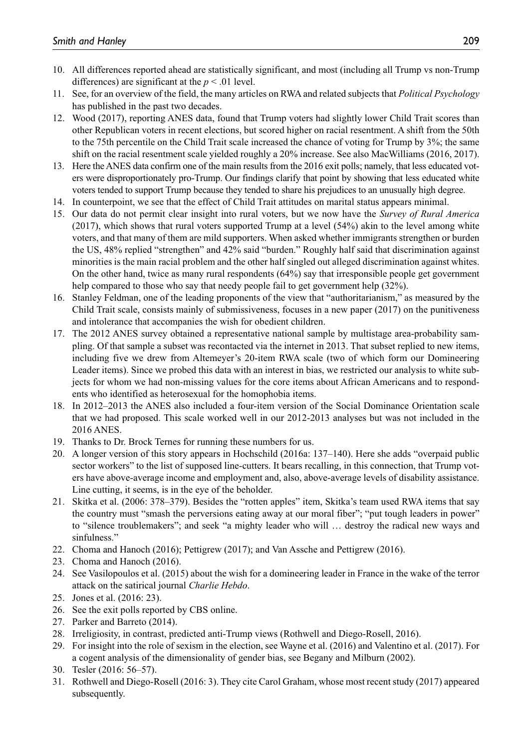10. All differences reported ahead are statistically significant, and most (including all Trump vs non-Trump differences) are significant at the $p < .01$ level.
11. See, for an overview of the field, the many articles on RWA and related subjects that *Political Psychology* has published in the past two decades.
12. Wood (2017), reporting ANES data, found that Trump voters had slightly lower Child Trait scores than other Republican voters in recent elections, but scored higher on racial resentment. A shift from the 50th to the 75th percentile on the Child Trait scale increased the chance of voting for Trump by 3%; the same shift on the racial resentment scale yielded roughly a 20% increase. See also MacWilliams (2016, 2017).
13. Here the ANES data confirm one of the main results from the 2016 exit polls; namely, that less educated voters were disproportionately pro-Trump. Our findings clarify that point by showing that less educated white voters tended to support Trump because they tended to share his prejudices to an unusually high degree.
14. In counterpoint, we see that the effect of Child Trait attitudes on marital status appears minimal.
15. Our data do not permit clear insight into rural voters, but we now have the *Survey of Rural America* (2017), which shows that rural voters supported Trump at a level (54%) akin to the level among white voters, and that many of them are mild supporters. When asked whether immigrants strengthen or burden the US, 48% replied "strengthen" and 42% said "burden." Roughly half said that discrimination against minorities is the main racial problem and the other half singled out alleged discrimination against whites. On the other hand, twice as many rural respondents (64%) say that irresponsible people get government help compared to those who say that needy people fail to get government help (32%).
16. Stanley Feldman, one of the leading proponents of the view that "authoritarianism," as measured by the Child Trait scale, consists mainly of submissiveness, focuses in a new paper (2017) on the punitiveness and intolerance that accompanies the wish for obedient children.
17. The 2012 ANES survey obtained a representative national sample by multistage area-probability sampling. Of that sample a subset was recontacted via the internet in 2013. That subset replied to new items, including five we drew from Altemeyer's 20-item RWA scale (two of which form our Domineering Leader items). Since we probed this data with an interest in bias, we restricted our analysis to white subjects for whom we had non-missing values for the core items about African Americans and to respondents who identified as heterosexual for the homophobia items.
18. In 2012–2013 the ANES also included a four-item version of the Social Dominance Orientation scale that we had proposed. This scale worked well in our 2012-2013 analyses but was not included in the 2016 ANES.
19. Thanks to Dr. Brock Ternes for running these numbers for us.
20. A longer version of this story appears in Hochschild (2016a: 137–140). Here she adds "overpaid public sector workers" to the list of supposed line-cutters. It bears recalling, in this connection, that Trump voters have above-average income and employment and, also, above-average levels of disability assistance. Line cutting, it seems, is in the eye of the beholder.
21. Skitka et al. (2006: 378–379). Besides the "rotten apples" item, Skitka's team used RWA items that say the country must "smash the perversions eating away at our moral fiber"; "put tough leaders in power" to "silence troublemakers"; and seek "a mighty leader who will … destroy the radical new ways and sinfulness."
22. Choma and Hanoch (2016); Pettigrew (2017); and Van Assche and Pettigrew (2016).
23. Choma and Hanoch (2016).
24. See Vasilopoulos et al. (2015) about the wish for a domineering leader in France in the wake of the terror attack on the satirical journal *Charlie Hebdo*.
25. Jones et al. (2016: 23).
26. See the exit polls reported by CBS online.
27. Parker and Barreto (2014).
28. Irreligiosity, in contrast, predicted anti-Trump views (Rothwell and Diego-Rosell, 2016).
29. For insight into the role of sexism in the election, see Wayne et al. (2016) and Valentino et al. (2017). For a cogent analysis of the dimensionality of gender bias, see Begany and Milburn (2002).
30. Tesler (2016: 56–57).
31. Rothwell and Diego-Rosell (2016: 3). They cite Carol Graham, whose most recent study (2017) appeared subsequently.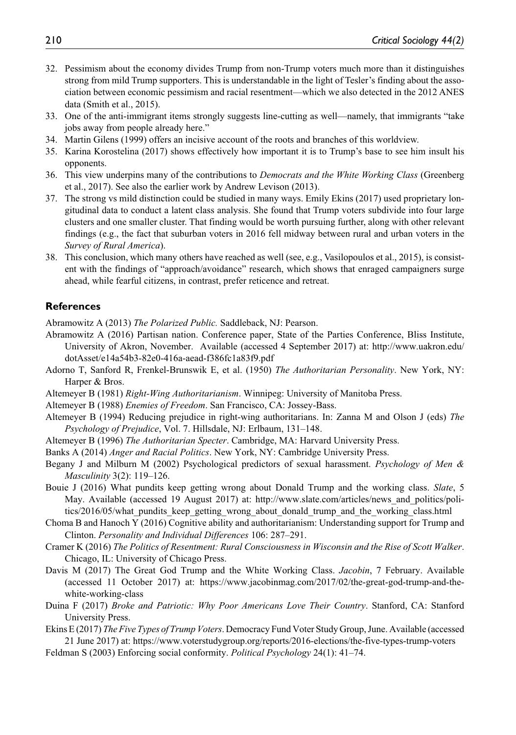32. Pessimism about the economy divides Trump from non-Trump voters much more than it distinguishes strong from mild Trump supporters. This is understandable in the light of Tesler's finding about the association between economic pessimism and racial resentment—which we also detected in the 2012 ANES data (Smith et al., 2015).
33. One of the anti-immigrant items strongly suggests line-cutting as well—namely, that immigrants "take jobs away from people already here."
34. Martin Gilens (1999) offers an incisive account of the roots and branches of this worldview.
35. Karina Korostelina (2017) shows effectively how important it is to Trump's base to see him insult his opponents.
36. This view underpins many of the contributions to *Democrats and the White Working Class* (Greenberg et al., 2017). See also the earlier work by Andrew Levison (2013).
37. The strong vs mild distinction could be studied in many ways. Emily Ekins (2017) used proprietary longitudinal data to conduct a latent class analysis. She found that Trump voters subdivide into four large clusters and one smaller cluster. That finding would be worth pursuing further, along with other relevant findings (e.g., the fact that suburban voters in 2016 fell midway between rural and urban voters in the *Survey of Rural America*).
38. This conclusion, which many others have reached as well (see, e.g., Vasilopoulos et al., 2015), is consistent with the findings of "approach/avoidance" research, which shows that enraged campaigners surge ahead, while fearful citizens, in contrast, prefer reticence and retreat.

## References

Abramowitz A (2013) *The Polarized Public.* Saddleback, NJ: Pearson.

Abramowitz A (2016) Partisan nation. Conference paper, State of the Parties Conference, Bliss Institute, University of Akron, November. Available (accessed 4 September 2017) at: http://www.uakron.edu/dotAsset/e14a54b3-82e0-416a-aead-f386fc1a83f9.pdf

Adorno T, Sanford R, Frenkel-Brunswik E, et al. (1950) *The Authoritarian Personality*. New York, NY: Harper & Bros.

Altemeyer B (1981) *Right-Wing Authoritarianism*. Winnipeg: University of Manitoba Press.

Altemeyer B (1988) *Enemies of Freedom*. San Francisco, CA: Jossey-Bass.

Altemeyer B (1994) Reducing prejudice in right-wing authoritarians. In: Zanna M and Olson J (eds) *The Psychology of Prejudice*, Vol. 7. Hillsdale, NJ: Erlbaum, 131–148.

Altemeyer B (1996) *The Authoritarian Specter*. Cambridge, MA: Harvard University Press.

Banks A (2014) *Anger and Racial Politics*. New York, NY: Cambridge University Press.

Begany J and Milburn M (2002) Psychological predictors of sexual harassment. *Psychology of Men & Masculinity* 3(2): 119–126.

Bouie J (2016) What pundits keep getting wrong about Donald Trump and the working class. *Slate*, 5 May. Available (accessed 19 August 2017) at: http://www.slate.com/articles/news_and_politics/politics/2016/05/what_pundits_keep_getting_wrong_about_donald_trump_and_the_working_class.html

Choma B and Hanoch Y (2016) Cognitive ability and authoritarianism: Understanding support for Trump and Clinton. *Personality and Individual Differences* 106: 287–291.

Cramer K (2016) *The Politics of Resentment: Rural Consciousness in Wisconsin and the Rise of Scott Walker*. Chicago, IL: University of Chicago Press.

Davis M (2017) The Great God Trump and the White Working Class. *Jacobin*, 7 February. Available (accessed 11 October 2017) at: https://www.jacobinmag.com/2017/02/the-great-god-trump-and-the-white-working-class

Duina F (2017) *Broke and Patriotic: Why Poor Americans Love Their Country*. Stanford, CA: Stanford University Press.

Ekins E (2017) *The Five Types of Trump Voters*. Democracy Fund Voter Study Group, June. Available (accessed 21 June 2017) at: https://www.voterstudygroup.org/reports/2016-elections/the-five-types-trump-voters

Feldman S (2003) Enforcing social conformity. *Political Psychology* 24(1): 41–74.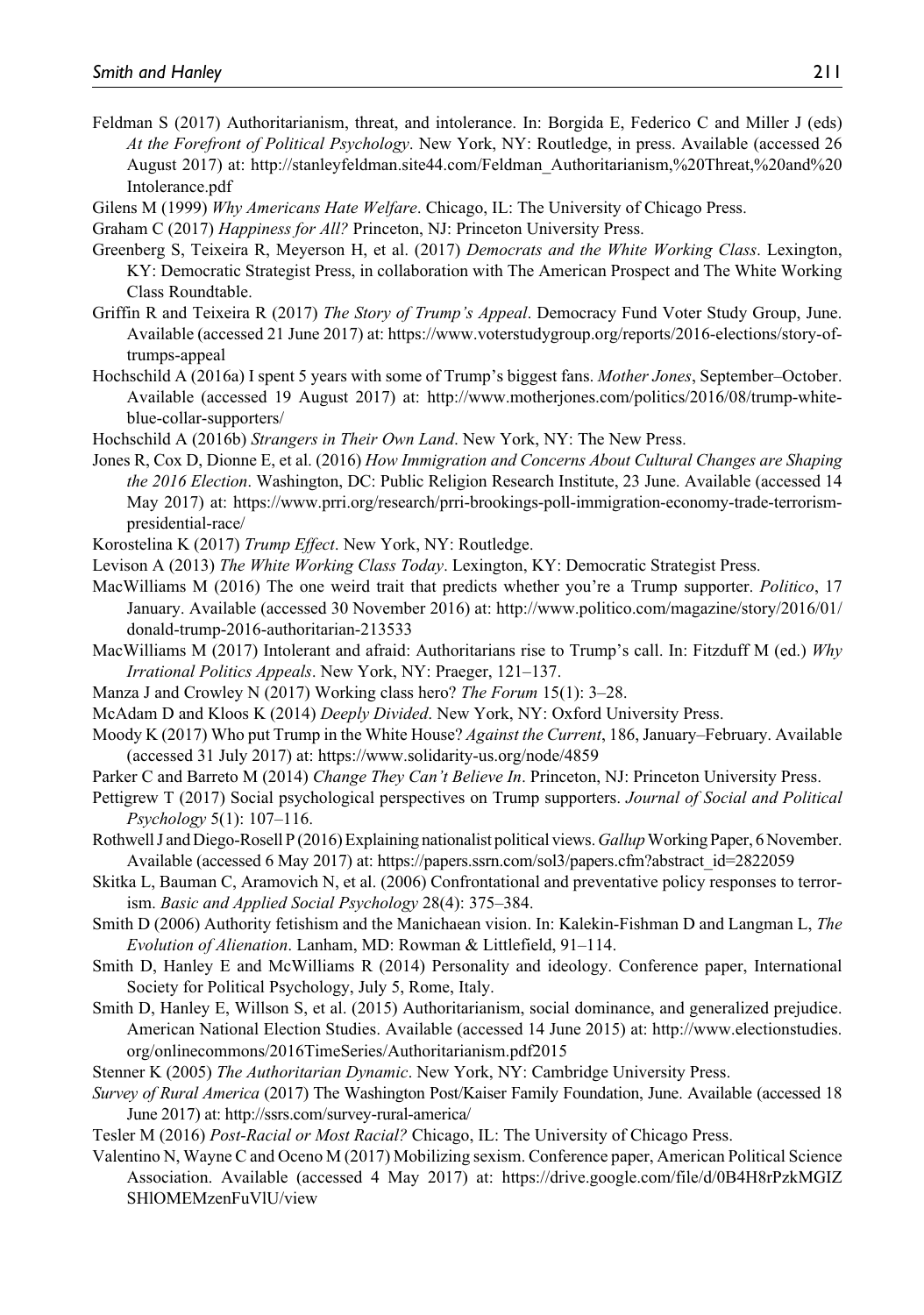Feldman S (2017) Authoritarianism, threat, and intolerance. In: Borgida E, Federico C and Miller J (eds) *At the Forefront of Political Psychology*. New York, NY: Routledge, in press. Available (accessed 26 August 2017) at: http://stanleyfeldman.site44.com/Feldman_Authoritarianism,%20Threat,%20and%20Intolerance.pdf

Gilens M (1999) *Why Americans Hate Welfare*. Chicago, IL: The University of Chicago Press.

Graham C (2017) *Happiness for All?* Princeton, NJ: Princeton University Press.

Greenberg S, Teixeira R, Meyerson H, et al. (2017) *Democrats and the White Working Class*. Lexington, KY: Democratic Strategist Press, in collaboration with The American Prospect and The White Working Class Roundtable.

Griffin R and Teixeira R (2017) *The Story of Trump's Appeal*. Democracy Fund Voter Study Group, June. Available (accessed 21 June 2017) at: https://www.voterstudygroup.org/reports/2016-elections/story-of-trumps-appeal

Hochschild A (2016a) I spent 5 years with some of Trump's biggest fans. *Mother Jones*, September–October. Available (accessed 19 August 2017) at: http://www.motherjones.com/politics/2016/08/trump-white-blue-collar-supporters/

Hochschild A (2016b) *Strangers in Their Own Land*. New York, NY: The New Press.

Jones R, Cox D, Dionne E, et al. (2016) *How Immigration and Concerns About Cultural Changes are Shaping the 2016 Election*. Washington, DC: Public Religion Research Institute, 23 June. Available (accessed 14 May 2017) at: https://www.prri.org/research/prri-brookings-poll-immigration-economy-trade-terrorism-presidential-race/

Korostelina K (2017) *Trump Effect*. New York, NY: Routledge.

Levison A (2013) *The White Working Class Today*. Lexington, KY: Democratic Strategist Press.

MacWilliams M (2016) The one weird trait that predicts whether you're a Trump supporter. *Politico*, 17 January. Available (accessed 30 November 2016) at: http://www.politico.com/magazine/story/2016/01/donald-trump-2016-authoritarian-213533

MacWilliams M (2017) Intolerant and afraid: Authoritarians rise to Trump's call. In: Fitzduff M (ed.) *Why Irrational Politics Appeals*. New York, NY: Praeger, 121–137.

Manza J and Crowley N (2017) Working class hero? *The Forum* 15(1): 3–28.

McAdam D and Kloos K (2014) *Deeply Divided*. New York, NY: Oxford University Press.

Moody K (2017) Who put Trump in the White House? *Against the Current*, 186, January–February. Available (accessed 31 July 2017) at: https://www.solidarity-us.org/node/4859

Parker C and Barreto M (2014) *Change They Can't Believe In*. Princeton, NJ: Princeton University Press.

Pettigrew T (2017) Social psychological perspectives on Trump supporters. *Journal of Social and Political Psychology* 5(1): 107–116.

Rothwell J and Diego-Rosell P (2016) Explaining nationalist political views. *Gallup* Working Paper, 6 November. Available (accessed 6 May 2017) at: https://papers.ssrn.com/sol3/papers.cfm?abstract_id=2822059

Skitka L, Bauman C, Aramovich N, et al. (2006) Confrontational and preventative policy responses to terrorism. *Basic and Applied Social Psychology* 28(4): 375–384.

Smith D (2006) Authority fetishism and the Manichaean vision. In: Kalekin-Fishman D and Langman L, *The Evolution of Alienation*. Lanham, MD: Rowman & Littlefield, 91–114.

Smith D, Hanley E and McWilliams R (2014) Personality and ideology. Conference paper, International Society for Political Psychology, July 5, Rome, Italy.

Smith D, Hanley E, Willson S, et al. (2015) Authoritarianism, social dominance, and generalized prejudice. American National Election Studies. Available (accessed 14 June 2015) at: http://www.electionstudies.org/onlinecommons/2016TimeSeries/Authoritarianism.pdf2015

Stenner K (2005) *The Authoritarian Dynamic*. New York, NY: Cambridge University Press.

*Survey of Rural America* (2017) The Washington Post/Kaiser Family Foundation, June. Available (accessed 18 June 2017) at: http://ssrs.com/survey-rural-america/

Tesler M (2016) *Post-Racial or Most Racial?* Chicago, IL: The University of Chicago Press.

Valentino N, Wayne C and Oceno M (2017) Mobilizing sexism. Conference paper, American Political Science Association. Available (accessed 4 May 2017) at: https://drive.google.com/file/d/0B4H8rPzkMGIZSHlOMEMzenFuVlU/view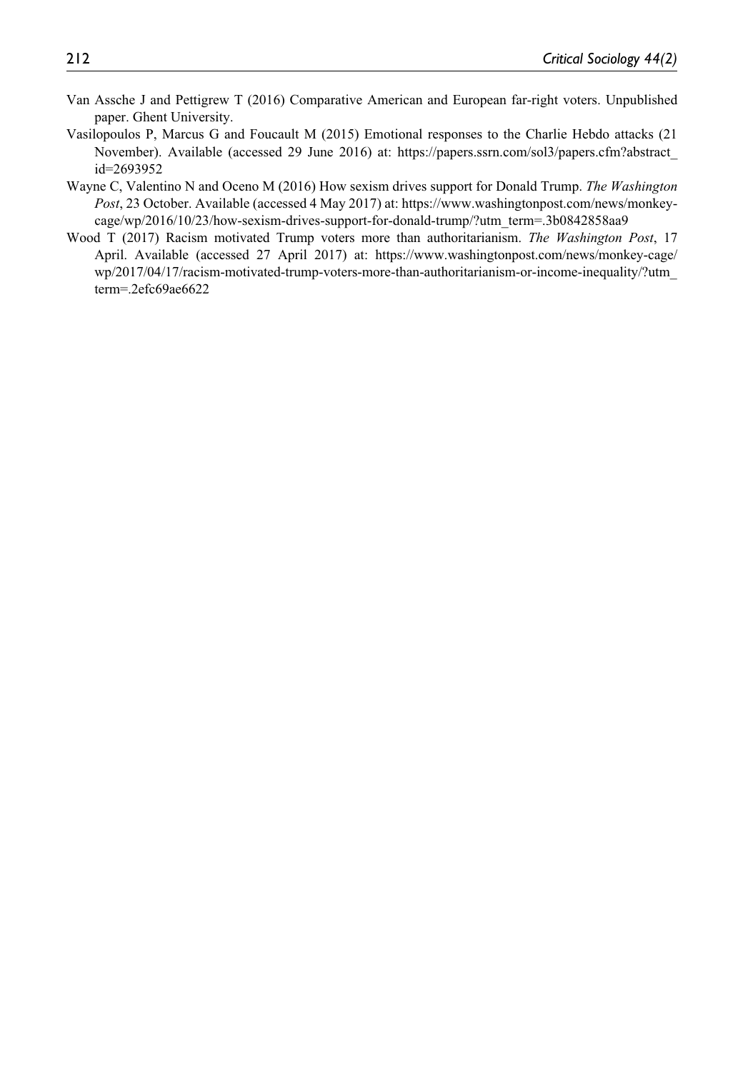Van Assche J and Pettigrew T (2016) Comparative American and European far-right voters. Unpublished paper. Ghent University.

Vasilopoulos P, Marcus G and Foucault M (2015) Emotional responses to the Charlie Hebdo attacks (21 November). Available (accessed 29 June 2016) at: https://papers.ssrn.com/sol3/papers.cfm?abstract_id=2693952

Wayne C, Valentino N and Oceno M (2016) How sexism drives support for Donald Trump. *The Washington Post*, 23 October. Available (accessed 4 May 2017) at: https://www.washingtonpost.com/news/monkey-cage/wp/2016/10/23/how-sexism-drives-support-for-donald-trump/?utm_term=.3b0842858aa9

Wood T (2017) Racism motivated Trump voters more than authoritarianism. *The Washington Post*, 17 April. Available (accessed 27 April 2017) at: https://www.washingtonpost.com/news/monkey-cage/wp/2017/04/17/racism-motivated-trump-voters-more-than-authoritarianism-or-income-inequality/?utm_term=.2efc69ae6622